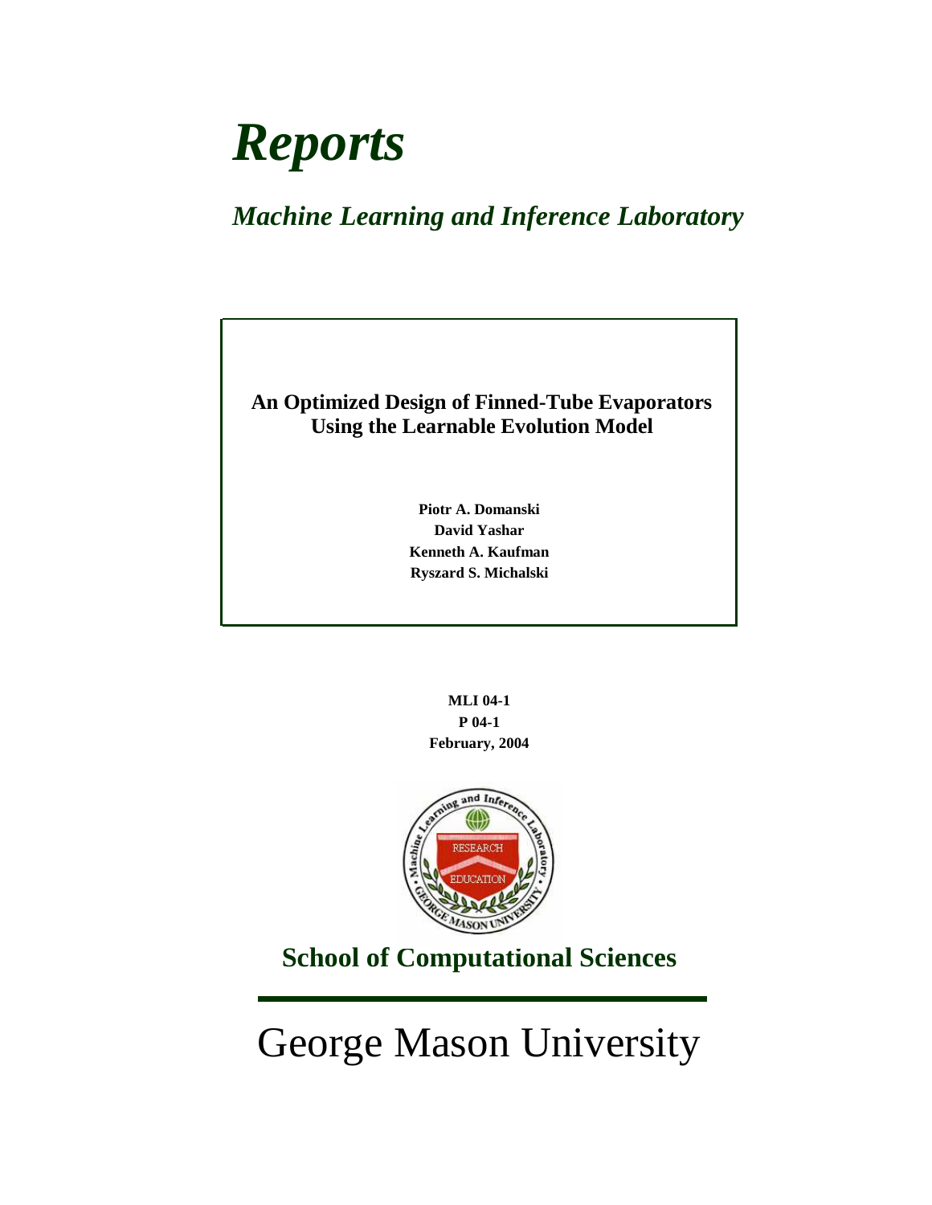# *Reports*

## *Machine Learning and Inference Laboratory*

**An Optimized Design of Finned-Tube Evaporators Using the Learnable Evolution Model**

**Piotr A. Domanski**
**David Yashar**
**Kenneth A. Kaufman**
**Ryszard S. Michalski**

**MLI 04-1**
**P 04-1**
**February, 2004**

## School of Computational Sciences

# George Mason University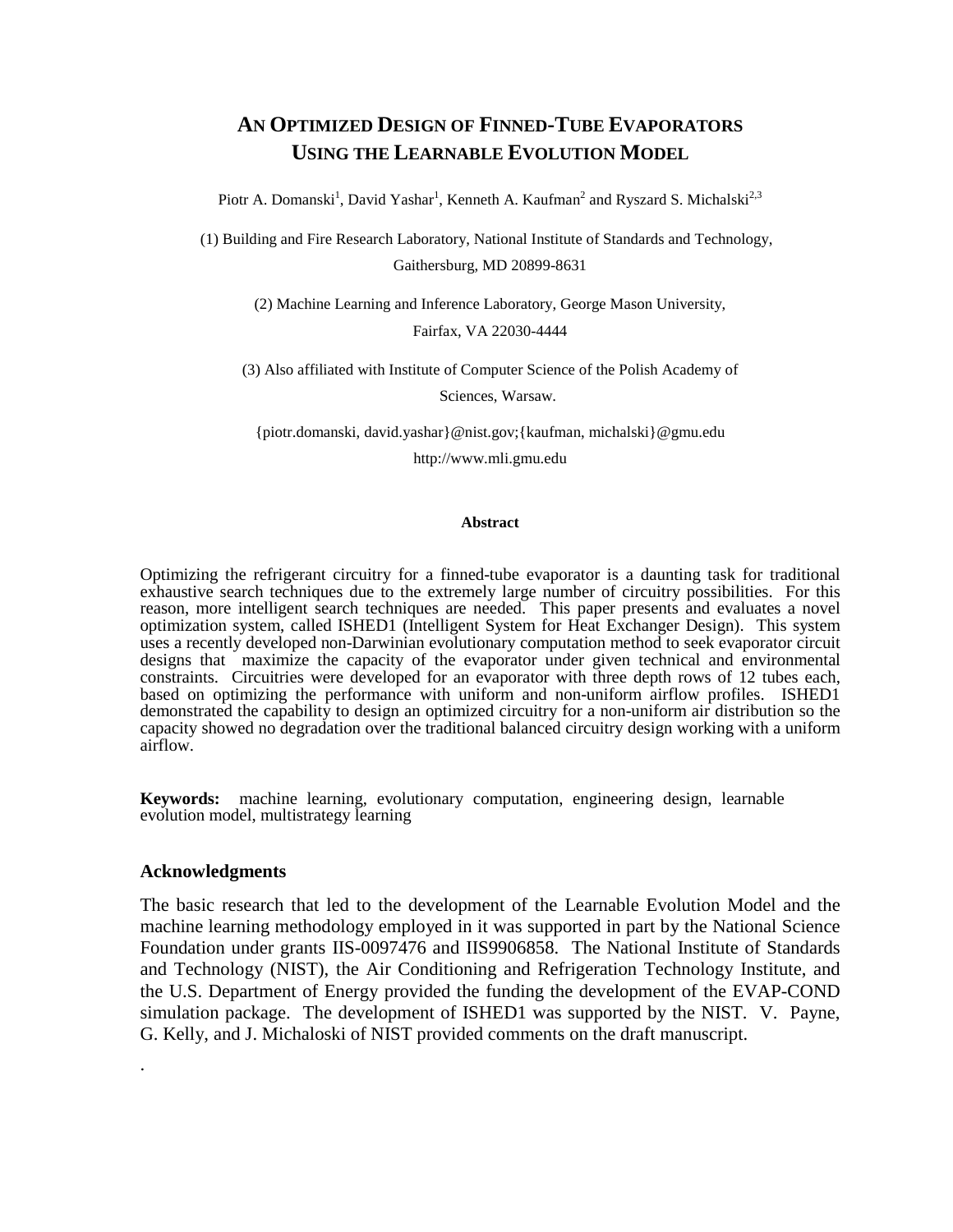# AN OPTIMIZED DESIGN OF FINNED-TUBE EVAPORATORS USING THE LEARNABLE EVOLUTION MODEL

Piotr A. Domanski[1], David Yashar[1], Kenneth A. Kaufman[2] and Ryszard S. Michalski[2,3]

(1) Building and Fire Research Laboratory, National Institute of Standards and Technology, Gaithersburg, MD 20899-8631

(2) Machine Learning and Inference Laboratory, George Mason University, Fairfax, VA 22030-4444

(3) Also affiliated with Institute of Computer Science of the Polish Academy of Sciences, Warsaw.

{piotr.domanski, david.yashar}@nist.gov;{kaufman, michalski}@gmu.edu

http://www.mli.gmu.edu

#### Abstract

Optimizing the refrigerant circuitry for a finned-tube evaporator is a daunting task for traditional exhaustive search techniques due to the extremely large number of circuitry possibilities. For this reason, more intelligent search techniques are needed. This paper presents and evaluates a novel optimization system, called ISHED1 (Intelligent System for Heat Exchanger Design). This system uses a recently developed non-Darwinian evolutionary computation method to seek evaporator circuit designs that maximize the capacity of the evaporator under given technical and environmental constraints. Circuitries were developed for an evaporator with three depth rows of 12 tubes each, based on optimizing the performance with uniform and non-uniform airflow profiles. ISHED1 demonstrated the capability to design an optimized circuitry for a non-uniform air distribution so the capacity showed no degradation over the traditional balanced circuitry design working with a uniform airflow.

**Keywords:** machine learning, evolutionary computation, engineering design, learnable evolution model, multistrategy learning

### Acknowledgments

The basic research that led to the development of the Learnable Evolution Model and the machine learning methodology employed in it was supported in part by the National Science Foundation under grants IIS-0097476 and IIS9906858. The National Institute of Standards and Technology (NIST), the Air Conditioning and Refrigeration Technology Institute, and the U.S. Department of Energy provided the funding the development of the EVAP-COND simulation package. The development of ISHED1 was supported by the NIST. V. Payne, G. Kelly, and J. Michaloski of NIST provided comments on the draft manuscript.

.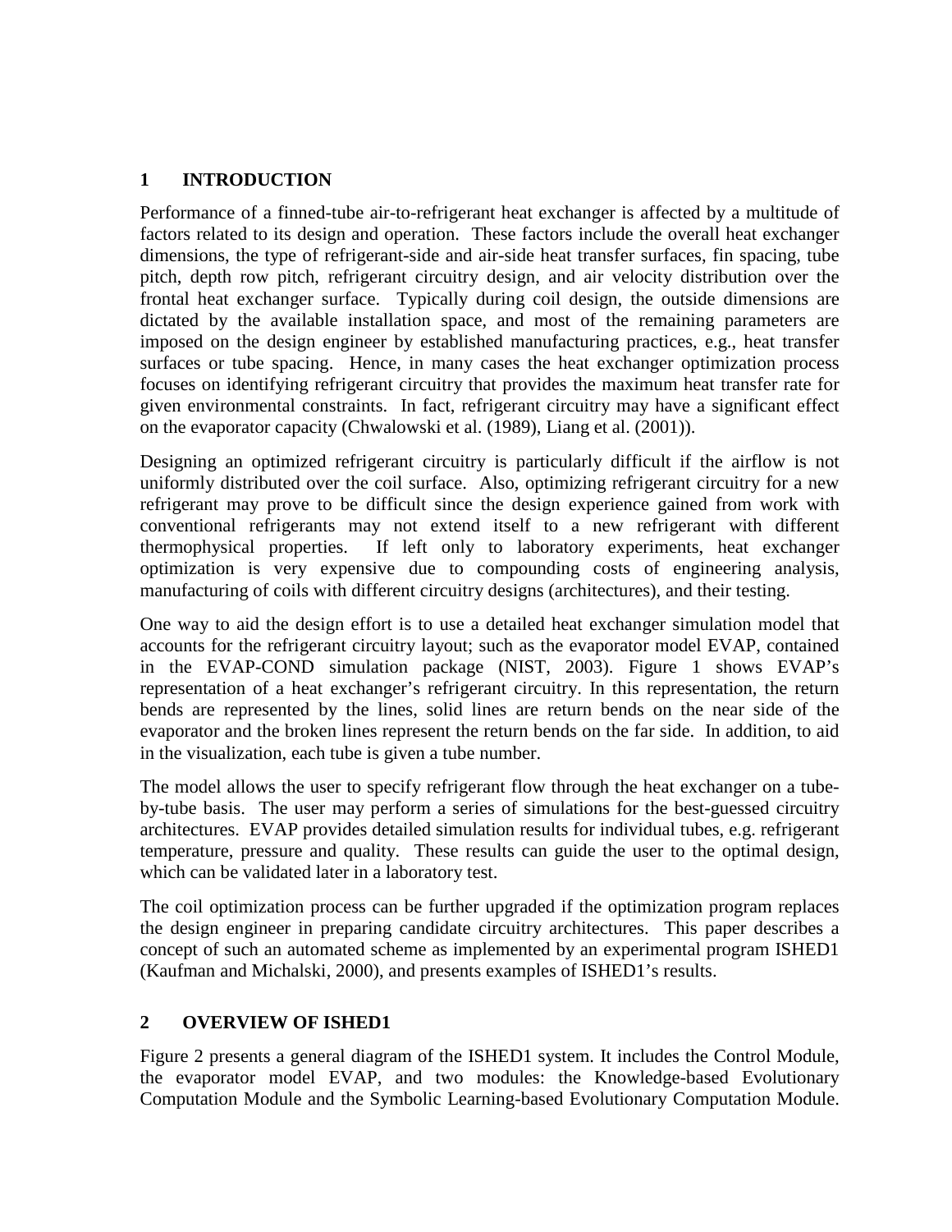## 1 INTRODUCTION

Performance of a finned-tube air-to-refrigerant heat exchanger is affected by a multitude of factors related to its design and operation. These factors include the overall heat exchanger dimensions, the type of refrigerant-side and air-side heat transfer surfaces, fin spacing, tube pitch, depth row pitch, refrigerant circuitry design, and air velocity distribution over the frontal heat exchanger surface. Typically during coil design, the outside dimensions are dictated by the available installation space, and most of the remaining parameters are imposed on the design engineer by established manufacturing practices, e.g., heat transfer surfaces or tube spacing. Hence, in many cases the heat exchanger optimization process focuses on identifying refrigerant circuitry that provides the maximum heat transfer rate for given environmental constraints. In fact, refrigerant circuitry may have a significant effect on the evaporator capacity (Chwalowski et al. (1989), Liang et al. (2001)).

Designing an optimized refrigerant circuitry is particularly difficult if the airflow is not uniformly distributed over the coil surface. Also, optimizing refrigerant circuitry for a new refrigerant may prove to be difficult since the design experience gained from work with conventional refrigerants may not extend itself to a new refrigerant with different thermophysical properties. If left only to laboratory experiments, heat exchanger optimization is very expensive due to compounding costs of engineering analysis, manufacturing of coils with different circuitry designs (architectures), and their testing.

One way to aid the design effort is to use a detailed heat exchanger simulation model that accounts for the refrigerant circuitry layout; such as the evaporator model EVAP, contained in the EVAP-COND simulation package (NIST, 2003). Figure 1 shows EVAP's representation of a heat exchanger's refrigerant circuitry. In this representation, the return bends are represented by the lines, solid lines are return bends on the near side of the evaporator and the broken lines represent the return bends on the far side. In addition, to aid in the visualization, each tube is given a tube number.

The model allows the user to specify refrigerant flow through the heat exchanger on a tube-by-tube basis. The user may perform a series of simulations for the best-guessed circuitry architectures. EVAP provides detailed simulation results for individual tubes, e.g. refrigerant temperature, pressure and quality. These results can guide the user to the optimal design, which can be validated later in a laboratory test.

The coil optimization process can be further upgraded if the optimization program replaces the design engineer in preparing candidate circuitry architectures. This paper describes a concept of such an automated scheme as implemented by an experimental program ISHED1 (Kaufman and Michalski, 2000), and presents examples of ISHED1's results.

## 2 OVERVIEW OF ISHED1

Figure 2 presents a general diagram of the ISHED1 system. It includes the Control Module, the evaporator model EVAP, and two modules: the Knowledge-based Evolutionary Computation Module and the Symbolic Learning-based Evolutionary Computation Module.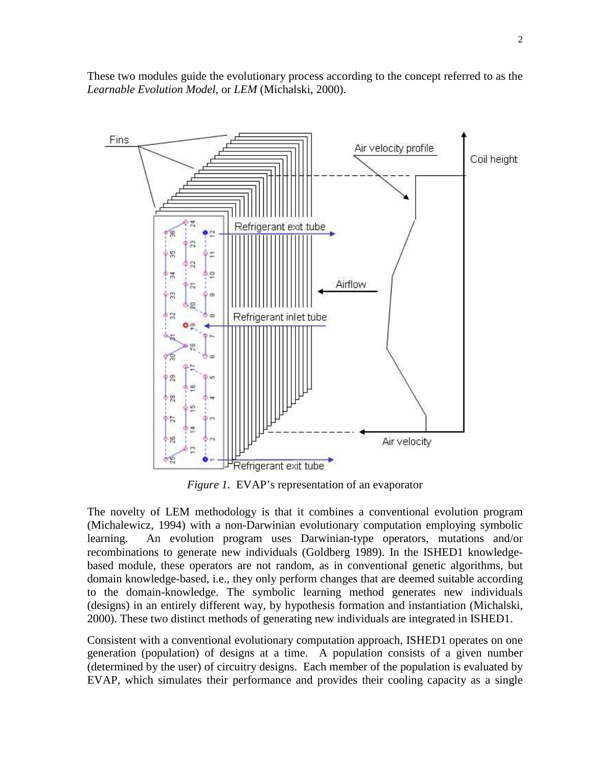These two modules guide the evolutionary process according to the concept referred to as the *Learnable Evolution Model*, or *LEM* (Michalski, 2000).

*Figure 1*. EVAP's representation of an evaporator

The novelty of LEM methodology is that it combines a conventional evolution program (Michalewicz, 1994) with a non-Darwinian evolutionary computation employing symbolic learning. An evolution program uses Darwinian-type operators, mutations and/or recombinations to generate new individuals (Goldberg 1989). In the ISHED1 knowledge-based module, these operators are not random, as in conventional genetic algorithms, but domain knowledge-based, i.e., they only perform changes that are deemed suitable according to the domain-knowledge. The symbolic learning method generates new individuals (designs) in an entirely different way, by hypothesis formation and instantiation (Michalski, 2000). These two distinct methods of generating new individuals are integrated in ISHED1.

Consistent with a conventional evolutionary computation approach, ISHED1 operates on one generation (population) of designs at a time. A population consists of a given number (determined by the user) of circuitry designs. Each member of the population is evaluated by EVAP, which simulates their performance and provides their cooling capacity as a single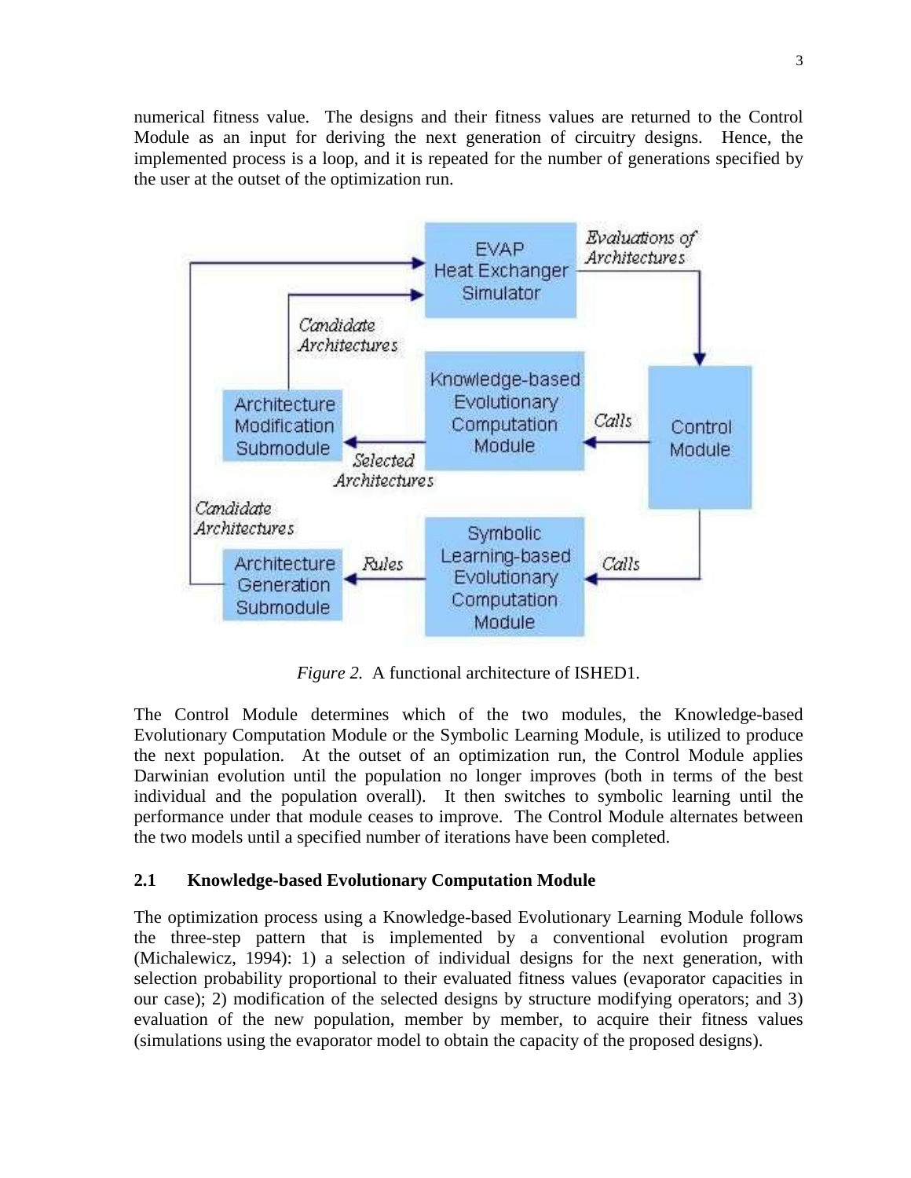numerical fitness value. The designs and their fitness values are returned to the Control Module as an input for deriving the next generation of circuitry designs. Hence, the implemented process is a loop, and it is repeated for the number of generations specified by the user at the outset of the optimization run.

*Figure 2.* A functional architecture of ISHED1.

The Control Module determines which of the two modules, the Knowledge-based Evolutionary Computation Module or the Symbolic Learning Module, is utilized to produce the next population. At the outset of an optimization run, the Control Module applies Darwinian evolution until the population no longer improves (both in terms of the best individual and the population overall). It then switches to symbolic learning until the performance under that module ceases to improve. The Control Module alternates between the two models until a specified number of iterations have been completed.

### 2.1 Knowledge-based Evolutionary Computation Module

The optimization process using a Knowledge-based Evolutionary Learning Module follows the three-step pattern that is implemented by a conventional evolution program (Michalewicz, 1994): 1) a selection of individual designs for the next generation, with selection probability proportional to their evaluated fitness values (evaporator capacities in our case); 2) modification of the selected designs by structure modifying operators; and 3) evaluation of the new population, member by member, to acquire their fitness values (simulations using the evaporator model to obtain the capacity of the proposed designs).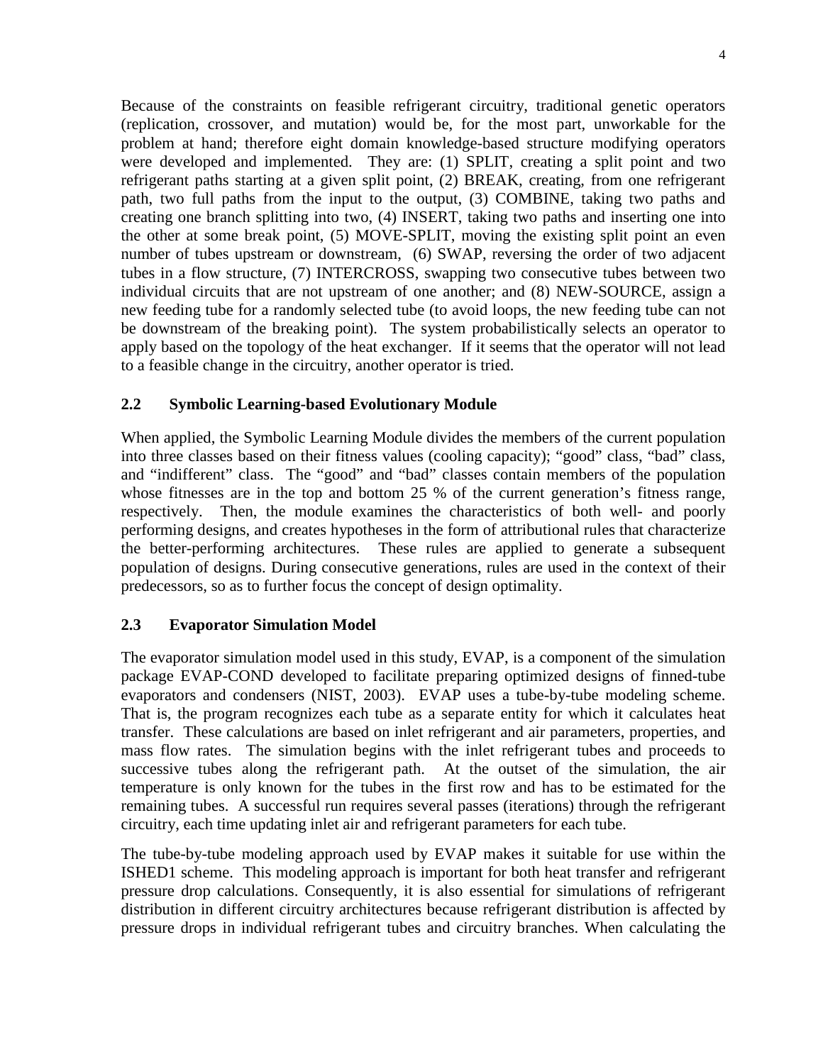Because of the constraints on feasible refrigerant circuitry, traditional genetic operators (replication, crossover, and mutation) would be, for the most part, unworkable for the problem at hand; therefore eight domain knowledge-based structure modifying operators were developed and implemented. They are: (1) SPLIT, creating a split point and two refrigerant paths starting at a given split point, (2) BREAK, creating, from one refrigerant path, two full paths from the input to the output, (3) COMBINE, taking two paths and creating one branch splitting into two, (4) INSERT, taking two paths and inserting one into the other at some break point, (5) MOVE-SPLIT, moving the existing split point an even number of tubes upstream or downstream, (6) SWAP, reversing the order of two adjacent tubes in a flow structure, (7) INTERCROSS, swapping two consecutive tubes between two individual circuits that are not upstream of one another; and (8) NEW-SOURCE, assign a new feeding tube for a randomly selected tube (to avoid loops, the new feeding tube can not be downstream of the breaking point). The system probabilistically selects an operator to apply based on the topology of the heat exchanger. If it seems that the operator will not lead to a feasible change in the circuitry, another operator is tried.

## 2.2 Symbolic Learning-based Evolutionary Module

When applied, the Symbolic Learning Module divides the members of the current population into three classes based on their fitness values (cooling capacity); "good" class, "bad" class, and "indifferent" class. The "good" and "bad" classes contain members of the population whose fitnesses are in the top and bottom 25 % of the current generation's fitness range, respectively. Then, the module examines the characteristics of both well- and poorly performing designs, and creates hypotheses in the form of attributional rules that characterize the better-performing architectures. These rules are applied to generate a subsequent population of designs. During consecutive generations, rules are used in the context of their predecessors, so as to further focus the concept of design optimality.

## 2.3 Evaporator Simulation Model

The evaporator simulation model used in this study, EVAP, is a component of the simulation package EVAP-COND developed to facilitate preparing optimized designs of finned-tube evaporators and condensers (NIST, 2003). EVAP uses a tube-by-tube modeling scheme. That is, the program recognizes each tube as a separate entity for which it calculates heat transfer. These calculations are based on inlet refrigerant and air parameters, properties, and mass flow rates. The simulation begins with the inlet refrigerant tubes and proceeds to successive tubes along the refrigerant path. At the outset of the simulation, the air temperature is only known for the tubes in the first row and has to be estimated for the remaining tubes. A successful run requires several passes (iterations) through the refrigerant circuitry, each time updating inlet air and refrigerant parameters for each tube.

The tube-by-tube modeling approach used by EVAP makes it suitable for use within the ISHED1 scheme. This modeling approach is important for both heat transfer and refrigerant pressure drop calculations. Consequently, it is also essential for simulations of refrigerant distribution in different circuitry architectures because refrigerant distribution is affected by pressure drops in individual refrigerant tubes and circuitry branches. When calculating the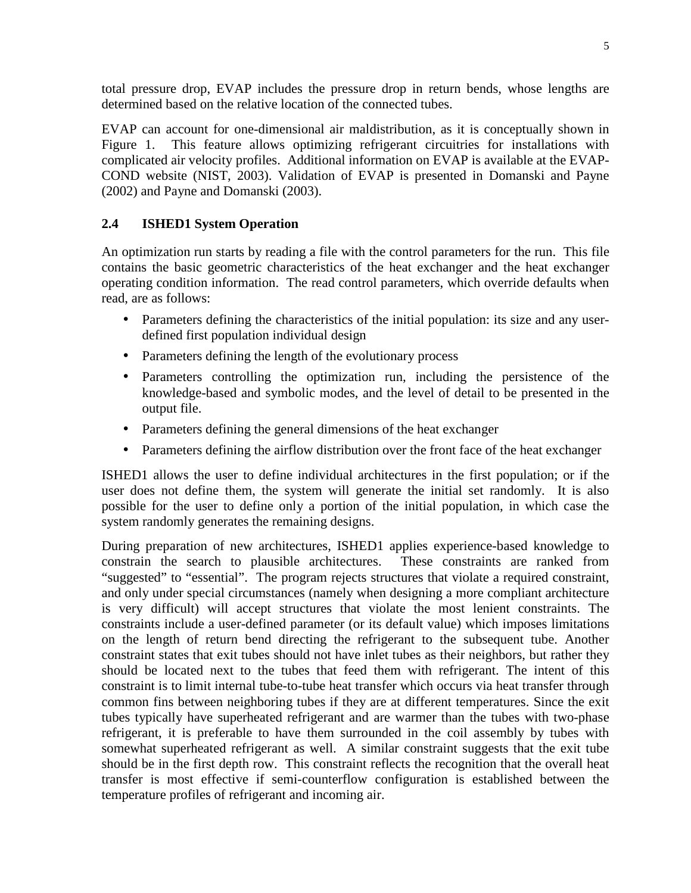total pressure drop, EVAP includes the pressure drop in return bends, whose lengths are determined based on the relative location of the connected tubes.

EVAP can account for one-dimensional air maldistribution, as it is conceptually shown in Figure 1. This feature allows optimizing refrigerant circuitries for installations with complicated air velocity profiles. Additional information on EVAP is available at the EVAP-COND website (NIST, 2003). Validation of EVAP is presented in Domanski and Payne (2002) and Payne and Domanski (2003).

## 2.4 ISHED1 System Operation

An optimization run starts by reading a file with the control parameters for the run. This file contains the basic geometric characteristics of the heat exchanger and the heat exchanger operating condition information. The read control parameters, which override defaults when read, are as follows:

- Parameters defining the characteristics of the initial population: its size and any user-defined first population individual design
- Parameters defining the length of the evolutionary process
- Parameters controlling the optimization run, including the persistence of the knowledge-based and symbolic modes, and the level of detail to be presented in the output file.
- Parameters defining the general dimensions of the heat exchanger
- Parameters defining the airflow distribution over the front face of the heat exchanger

ISHED1 allows the user to define individual architectures in the first population; or if the user does not define them, the system will generate the initial set randomly. It is also possible for the user to define only a portion of the initial population, in which case the system randomly generates the remaining designs.

During preparation of new architectures, ISHED1 applies experience-based knowledge to constrain the search to plausible architectures. These constraints are ranked from "suggested" to "essential". The program rejects structures that violate a required constraint, and only under special circumstances (namely when designing a more compliant architecture is very difficult) will accept structures that violate the most lenient constraints. The constraints include a user-defined parameter (or its default value) which imposes limitations on the length of return bend directing the refrigerant to the subsequent tube. Another constraint states that exit tubes should not have inlet tubes as their neighbors, but rather they should be located next to the tubes that feed them with refrigerant. The intent of this constraint is to limit internal tube-to-tube heat transfer which occurs via heat transfer through common fins between neighboring tubes if they are at different temperatures. Since the exit tubes typically have superheated refrigerant and are warmer than the tubes with two-phase refrigerant, it is preferable to have them surrounded in the coil assembly by tubes with somewhat superheated refrigerant as well. A similar constraint suggests that the exit tube should be in the first depth row. This constraint reflects the recognition that the overall heat transfer is most effective if semi-counterflow configuration is established between the temperature profiles of refrigerant and incoming air.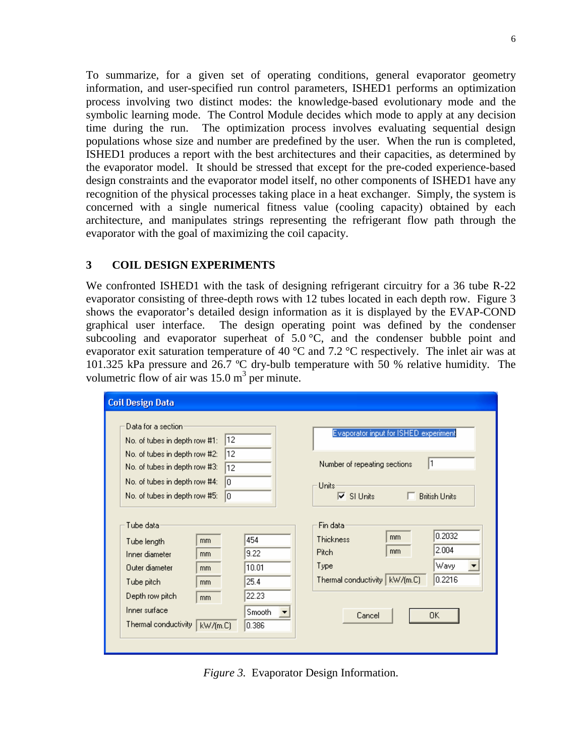To summarize, for a given set of operating conditions, general evaporator geometry information, and user-specified run control parameters, ISHED1 performs an optimization process involving two distinct modes: the knowledge-based evolutionary mode and the symbolic learning mode. The Control Module decides which mode to apply at any decision time during the run. The optimization process involves evaluating sequential design populations whose size and number are predefined by the user. When the run is completed, ISHED1 produces a report with the best architectures and their capacities, as determined by the evaporator model. It should be stressed that except for the pre-coded experience-based design constraints and the evaporator model itself, no other components of ISHED1 have any recognition of the physical processes taking place in a heat exchanger. Simply, the system is concerned with a single numerical fitness value (cooling capacity) obtained by each architecture, and manipulates strings representing the refrigerant flow path through the evaporator with the goal of maximizing the coil capacity.

## 3 COIL DESIGN EXPERIMENTS

We confronted ISHED1 with the task of designing refrigerant circuitry for a 36 tube R-22 evaporator consisting of three-depth rows with 12 tubes located in each depth row. Figure 3 shows the evaporator's detailed design information as it is displayed by the EVAP-COND graphical user interface. The design operating point was defined by the condenser subcooling and evaporator superheat of 5.0 °C, and the condenser bubble point and evaporator exit saturation temperature of 40 °C and 7.2 °C respectively. The inlet air was at 101.325 kPa pressure and 26.7 ºC dry-bulb temperature with 50 % relative humidity. The volumetric flow of air was 15.0 $m^3$ per minute.

*Figure 3.* Evaporator Design Information.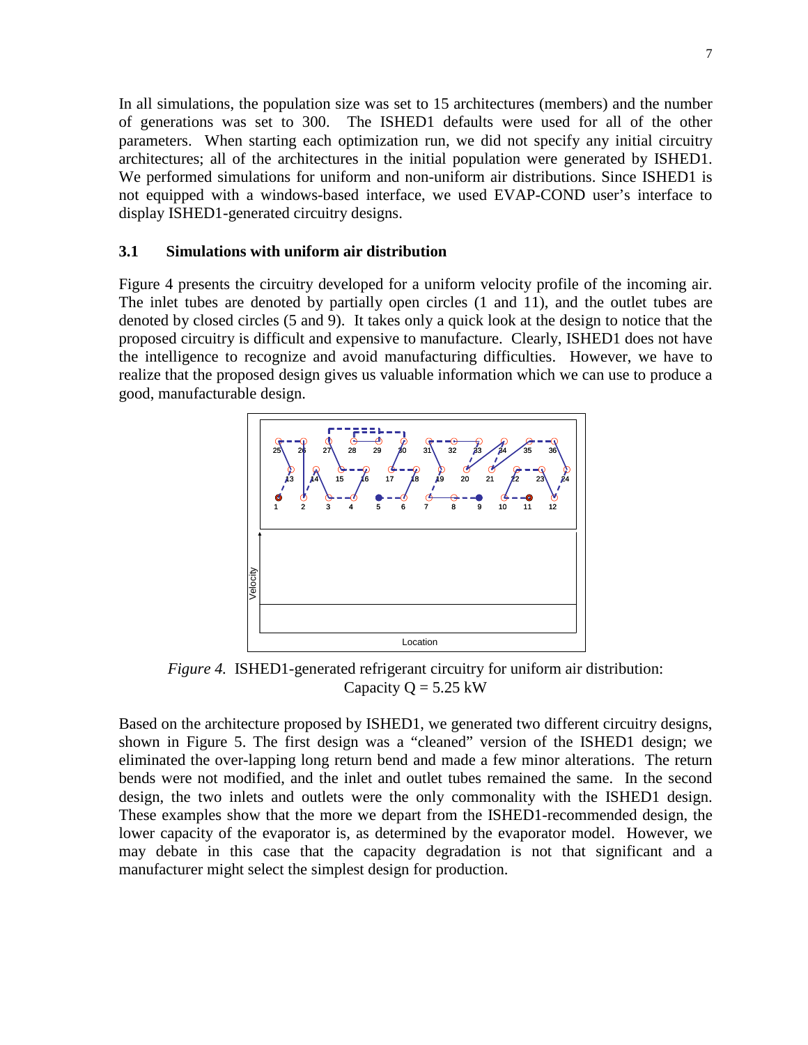In all simulations, the population size was set to 15 architectures (members) and the number of generations was set to 300. The ISHED1 defaults were used for all of the other parameters. When starting each optimization run, we did not specify any initial circuitry architectures; all of the architectures in the initial population were generated by ISHED1. We performed simulations for uniform and non-uniform air distributions. Since ISHED1 is not equipped with a windows-based interface, we used EVAP-COND user's interface to display ISHED1-generated circuitry designs.

### 3.1 Simulations with uniform air distribution

Figure 4 presents the circuitry developed for a uniform velocity profile of the incoming air. The inlet tubes are denoted by partially open circles (1 and 11), and the outlet tubes are denoted by closed circles (5 and 9). It takes only a quick look at the design to notice that the proposed circuitry is difficult and expensive to manufacture. Clearly, ISHED1 does not have the intelligence to recognize and avoid manufacturing difficulties. However, we have to realize that the proposed design gives us valuable information which we can use to produce a good, manufacturable design.

*Figure 4.* ISHED1-generated refrigerant circuitry for uniform air distribution: Capacity Q = 5.25 kW

Based on the architecture proposed by ISHED1, we generated two different circuitry designs, shown in Figure 5. The first design was a "cleaned" version of the ISHED1 design; we eliminated the over-lapping long return bend and made a few minor alterations. The return bends were not modified, and the inlet and outlet tubes remained the same. In the second design, the two inlets and outlets were the only commonality with the ISHED1 design. These examples show that the more we depart from the ISHED1-recommended design, the lower capacity of the evaporator is, as determined by the evaporator model. However, we may debate in this case that the capacity degradation is not that significant and a manufacturer might select the simplest design for production.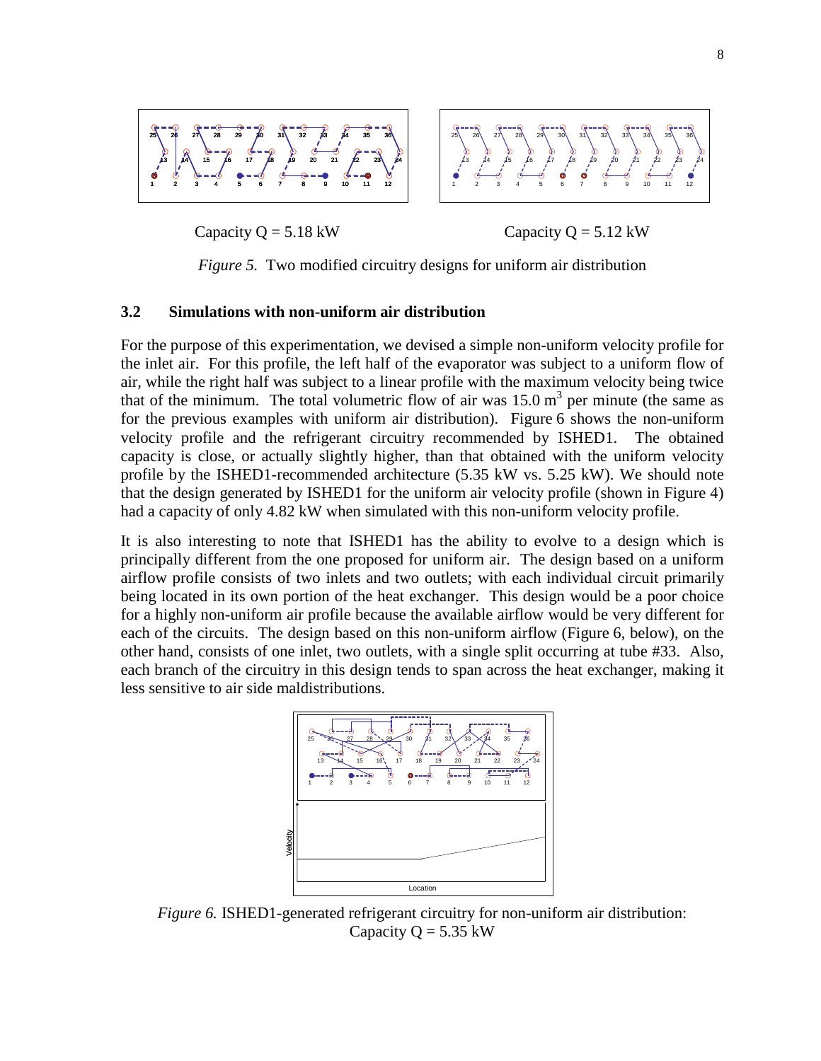Capacity Q = 5.18 kW

Capacity Q = 5.12 kW

*Figure 5.* Two modified circuitry designs for uniform air distribution

### 3.2 Simulations with non-uniform air distribution

For the purpose of this experimentation, we devised a simple non-uniform velocity profile for the inlet air. For this profile, the left half of the evaporator was subject to a uniform flow of air, while the right half was subject to a linear profile with the maximum velocity being twice that of the minimum. The total volumetric flow of air was 15.0 $m^3$ per minute (the same as for the previous examples with uniform air distribution). Figure 6 shows the non-uniform velocity profile and the refrigerant circuitry recommended by ISHED1. The obtained capacity is close, or actually slightly higher, than that obtained with the uniform velocity profile by the ISHED1-recommended architecture (5.35 kW vs. 5.25 kW). We should note that the design generated by ISHED1 for the uniform air velocity profile (shown in Figure 4) had a capacity of only 4.82 kW when simulated with this non-uniform velocity profile.

It is also interesting to note that ISHED1 has the ability to evolve to a design which is principally different from the one proposed for uniform air. The design based on a uniform airflow profile consists of two inlets and two outlets; with each individual circuit primarily being located in its own portion of the heat exchanger. This design would be a poor choice for a highly non-uniform air profile because the available airflow would be very different for each of the circuits. The design based on this non-uniform airflow (Figure 6, below), on the other hand, consists of one inlet, two outlets, with a single split occurring at tube #33. Also, each branch of the circuitry in this design tends to span across the heat exchanger, making it less sensitive to air side maldistributions.

*Figure 6.* ISHED1-generated refrigerant circuitry for non-uniform air distribution: Capacity Q = 5.35 kW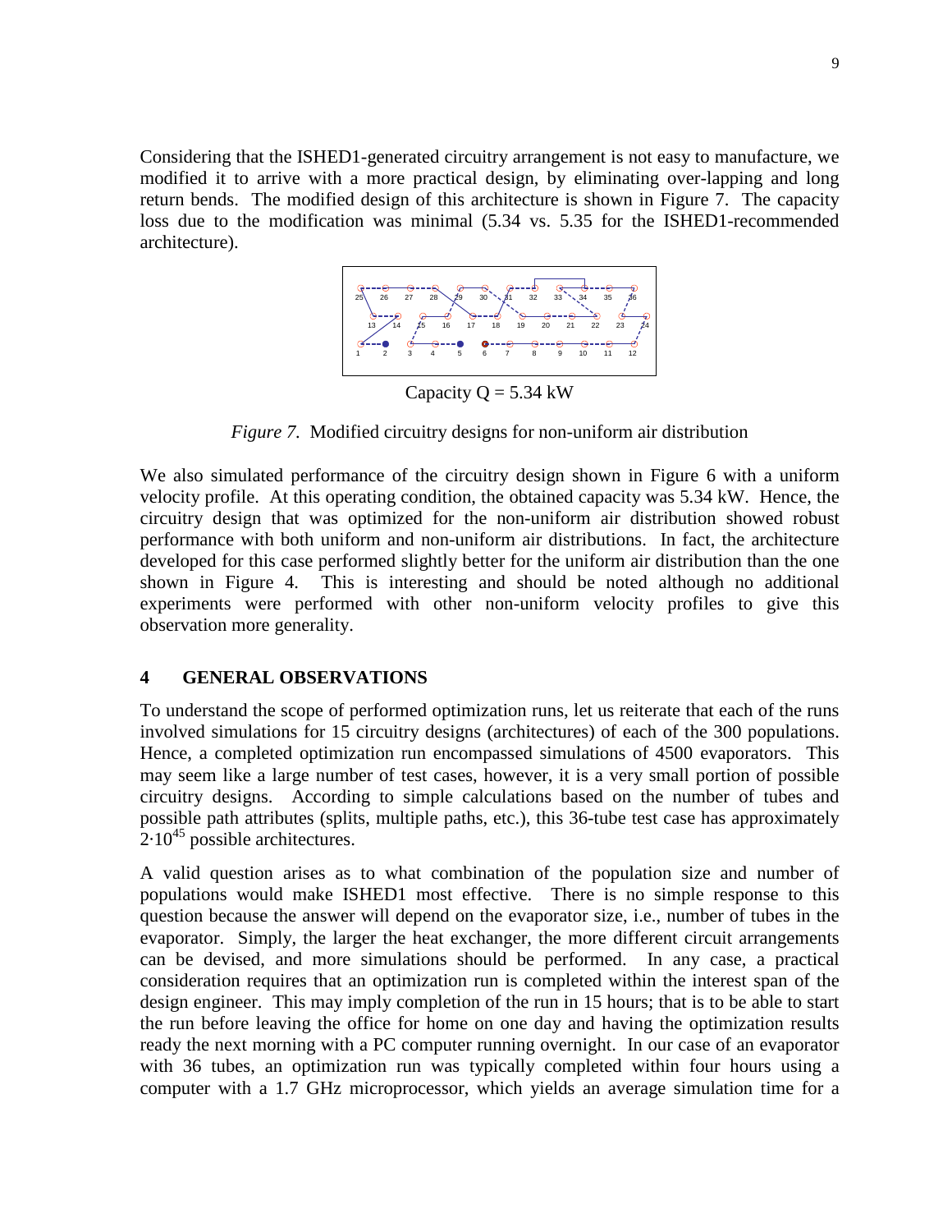Considering that the ISHED1-generated circuitry arrangement is not easy to manufacture, we modified it to arrive with a more practical design, by eliminating over-lapping and long return bends. The modified design of this architecture is shown in Figure 7. The capacity loss due to the modification was minimal (5.34 vs. 5.35 for the ISHED1-recommended architecture).

Capacity Q = 5.34 kW

*Figure 7.* Modified circuitry designs for non-uniform air distribution

We also simulated performance of the circuitry design shown in Figure 6 with a uniform velocity profile. At this operating condition, the obtained capacity was 5.34 kW. Hence, the circuitry design that was optimized for the non-uniform air distribution showed robust performance with both uniform and non-uniform air distributions. In fact, the architecture developed for this case performed slightly better for the uniform air distribution than the one shown in Figure 4. This is interesting and should be noted although no additional experiments were performed with other non-uniform velocity profiles to give this observation more generality.

## 4 GENERAL OBSERVATIONS

To understand the scope of performed optimization runs, let us reiterate that each of the runs involved simulations for 15 circuitry designs (architectures) of each of the 300 populations. Hence, a completed optimization run encompassed simulations of 4500 evaporators. This may seem like a large number of test cases, however, it is a very small portion of possible circuitry designs. According to simple calculations based on the number of tubes and possible path attributes (splits, multiple paths, etc.), this 36-tube test case has approximately $2 \cdot 10^{45}$ possible architectures.

A valid question arises as to what combination of the population size and number of populations would make ISHED1 most effective. There is no simple response to this question because the answer will depend on the evaporator size, i.e., number of tubes in the evaporator. Simply, the larger the heat exchanger, the more different circuit arrangements can be devised, and more simulations should be performed. In any case, a practical consideration requires that an optimization run is completed within the interest span of the design engineer. This may imply completion of the run in 15 hours; that is to be able to start the run before leaving the office for home on one day and having the optimization results ready the next morning with a PC computer running overnight. In our case of an evaporator with 36 tubes, an optimization run was typically completed within four hours using a computer with a 1.7 GHz microprocessor, which yields an average simulation time for a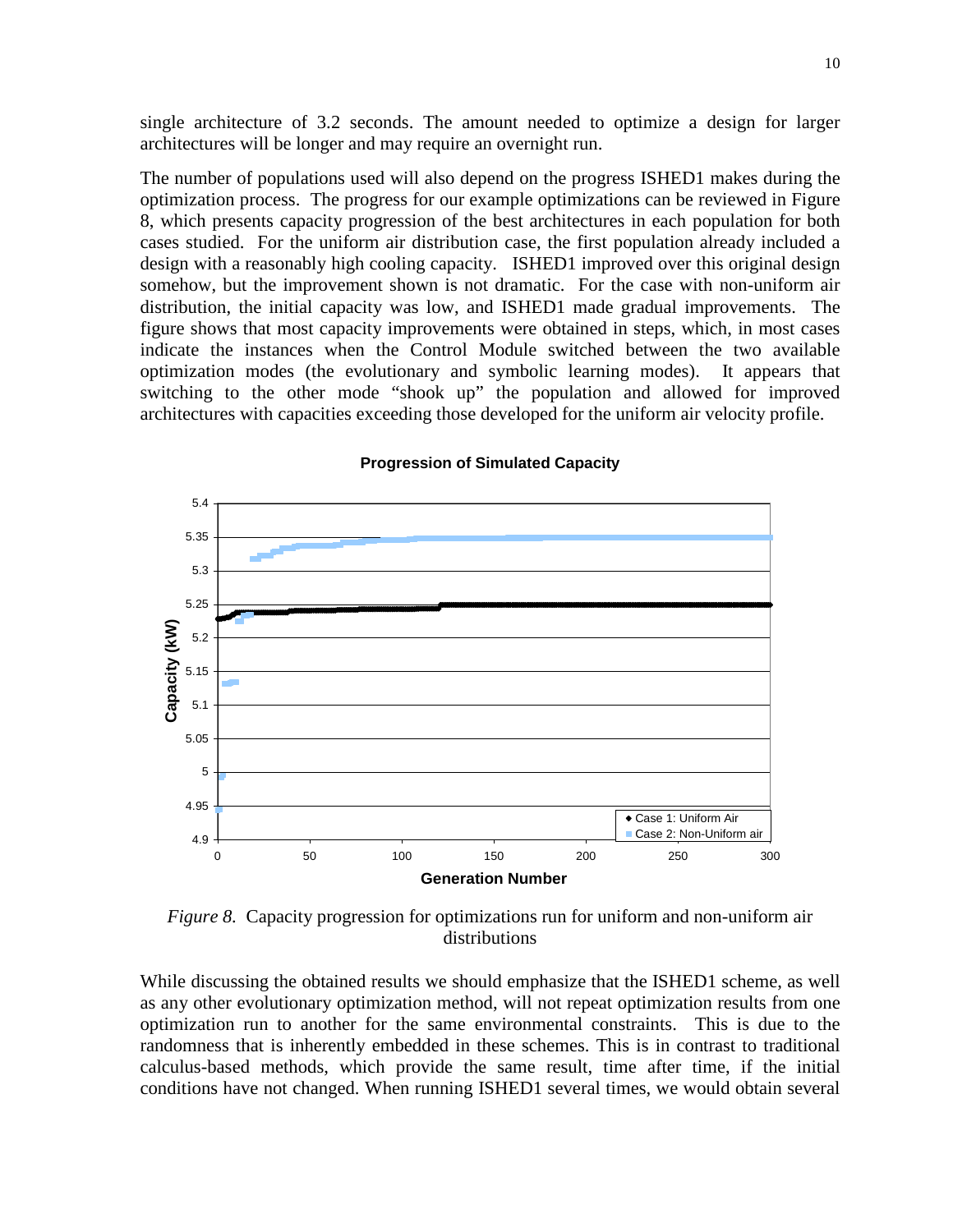single architecture of 3.2 seconds. The amount needed to optimize a design for larger architectures will be longer and may require an overnight run.

The number of populations used will also depend on the progress ISHED1 makes during the optimization process. The progress for our example optimizations can be reviewed in Figure 8, which presents capacity progression of the best architectures in each population for both cases studied. For the uniform air distribution case, the first population already included a design with a reasonably high cooling capacity. ISHED1 improved over this original design somehow, but the improvement shown is not dramatic. For the case with non-uniform air distribution, the initial capacity was low, and ISHED1 made gradual improvements. The figure shows that most capacity improvements were obtained in steps, which, in most cases indicate the instances when the Control Module switched between the two available optimization modes (the evolutionary and symbolic learning modes). It appears that switching to the other mode "shook up" the population and allowed for improved architectures with capacities exceeding those developed for the uniform air velocity profile.

**Progression of Simulated Capacity**

*Figure 8.* Capacity progression for optimizations run for uniform and non-uniform air distributions

While discussing the obtained results we should emphasize that the ISHED1 scheme, as well as any other evolutionary optimization method, will not repeat optimization results from one optimization run to another for the same environmental constraints. This is due to the randomness that is inherently embedded in these schemes. This is in contrast to traditional calculus-based methods, which provide the same result, time after time, if the initial conditions have not changed. When running ISHED1 several times, we would obtain several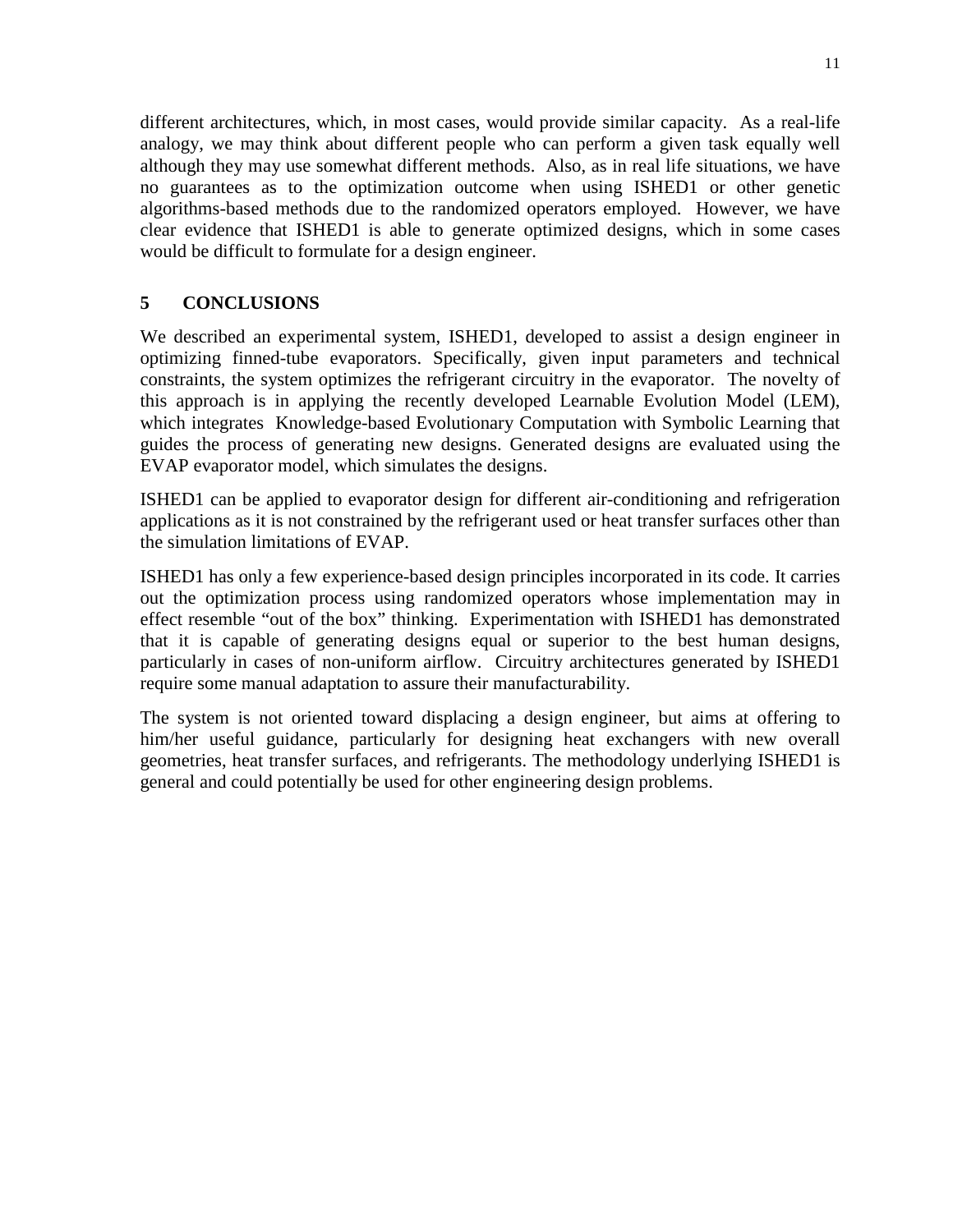different architectures, which, in most cases, would provide similar capacity. As a real-life analogy, we may think about different people who can perform a given task equally well although they may use somewhat different methods. Also, as in real life situations, we have no guarantees as to the optimization outcome when using ISHED1 or other genetic algorithms-based methods due to the randomized operators employed. However, we have clear evidence that ISHED1 is able to generate optimized designs, which in some cases would be difficult to formulate for a design engineer.

## 5 CONCLUSIONS

We described an experimental system, ISHED1, developed to assist a design engineer in optimizing finned-tube evaporators. Specifically, given input parameters and technical constraints, the system optimizes the refrigerant circuitry in the evaporator. The novelty of this approach is in applying the recently developed Learnable Evolution Model (LEM), which integrates Knowledge-based Evolutionary Computation with Symbolic Learning that guides the process of generating new designs. Generated designs are evaluated using the EVAP evaporator model, which simulates the designs.

ISHED1 can be applied to evaporator design for different air-conditioning and refrigeration applications as it is not constrained by the refrigerant used or heat transfer surfaces other than the simulation limitations of EVAP.

ISHED1 has only a few experience-based design principles incorporated in its code. It carries out the optimization process using randomized operators whose implementation may in effect resemble "out of the box" thinking. Experimentation with ISHED1 has demonstrated that it is capable of generating designs equal or superior to the best human designs, particularly in cases of non-uniform airflow. Circuitry architectures generated by ISHED1 require some manual adaptation to assure their manufacturability.

The system is not oriented toward displacing a design engineer, but aims at offering to him/her useful guidance, particularly for designing heat exchangers with new overall geometries, heat transfer surfaces, and refrigerants. The methodology underlying ISHED1 is general and could potentially be used for other engineering design problems.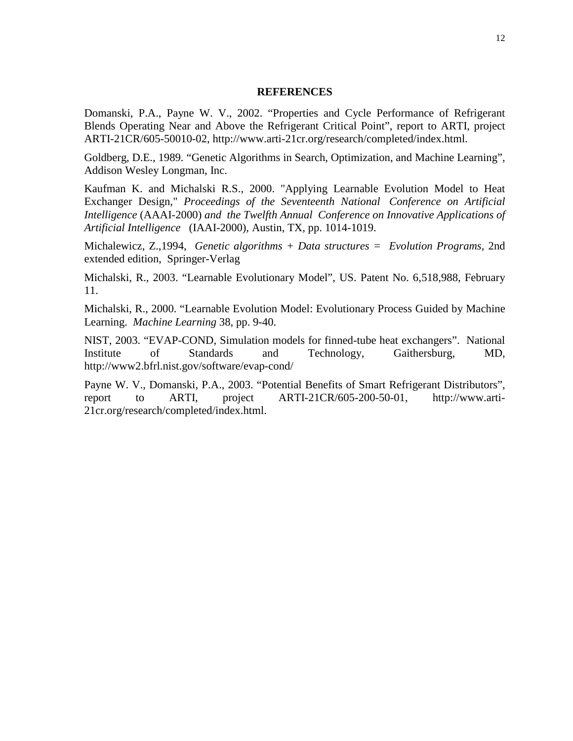## REFERENCES

Domanski, P.A., Payne W. V., 2002. "Properties and Cycle Performance of Refrigerant Blends Operating Near and Above the Refrigerant Critical Point", report to ARTI, project ARTI-21CR/605-50010-02, http://www.arti-21cr.org/research/completed/index.html.

Goldberg, D.E., 1989. "Genetic Algorithms in Search, Optimization, and Machine Learning", Addison Wesley Longman, Inc.

Kaufman K. and Michalski R.S., 2000. "Applying Learnable Evolution Model to Heat Exchanger Design," *Proceedings of the Seventeenth National Conference on Artificial Intelligence* (AAAI-2000) *and the Twelfth Annual Conference on Innovative Applications of Artificial Intelligence* (IAAI-2000), Austin, TX, pp. 1014-1019.

Michalewicz, Z.,1994, *Genetic algorithms + Data structures = Evolution Programs*, 2nd extended edition, Springer-Verlag

Michalski, R., 2003. "Learnable Evolutionary Model", US. Patent No. 6,518,988, February 11.

Michalski, R., 2000. "Learnable Evolution Model: Evolutionary Process Guided by Machine Learning. *Machine Learning* 38, pp. 9-40.

NIST, 2003. "EVAP-COND, Simulation models for finned-tube heat exchangers". National Institute of Standards and Technology, Gaithersburg, MD, http://www2.bfrl.nist.gov/software/evap-cond/

Payne W. V., Domanski, P.A., 2003. "Potential Benefits of Smart Refrigerant Distributors", report to ARTI, project ARTI-21CR/605-200-50-01, http://www.arti-21cr.org/research/completed/index.html.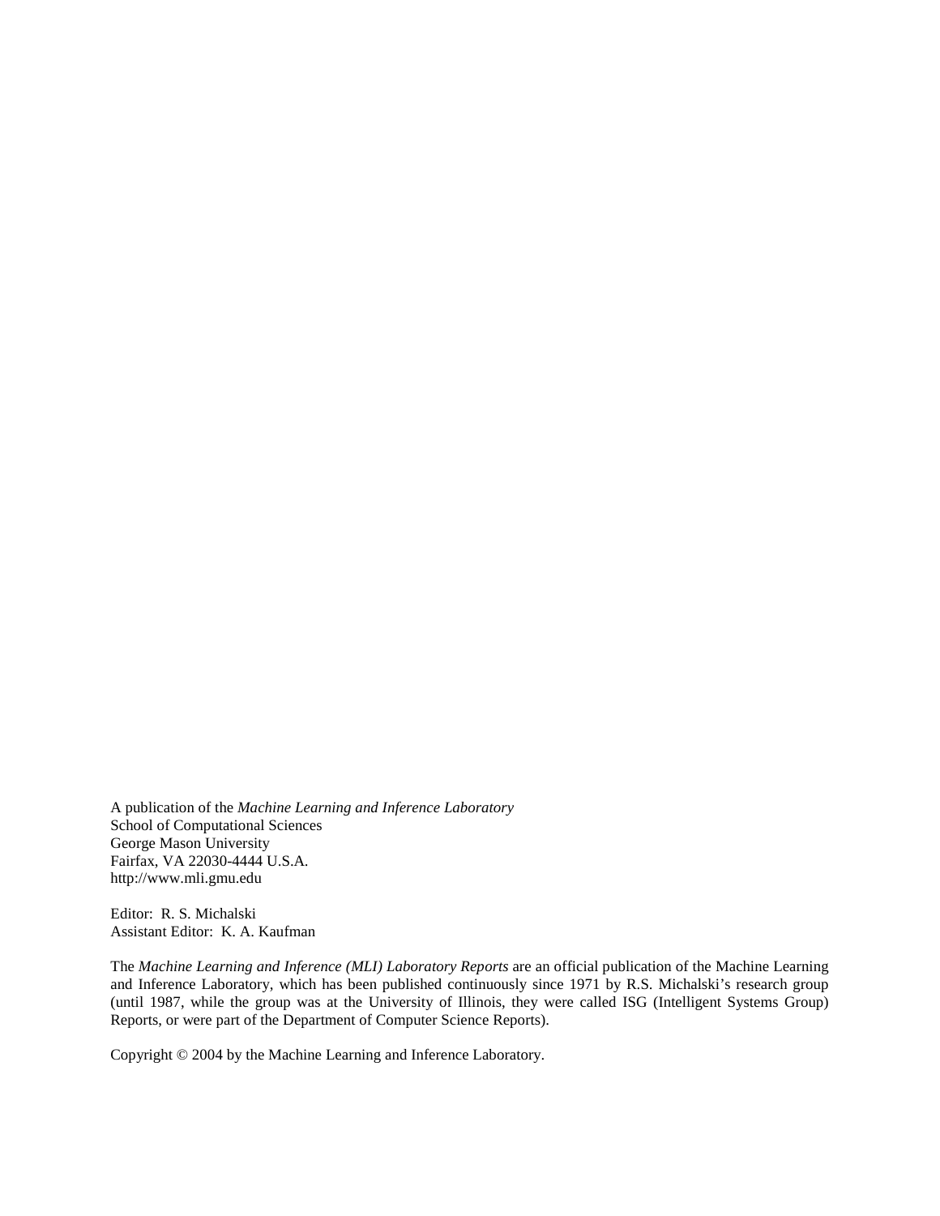A publication of the *Machine Learning and Inference Laboratory*
School of Computational Sciences
George Mason University
Fairfax, VA 22030-4444 U.S.A.
http://www.mli.gmu.edu

Editor: R. S. Michalski
Assistant Editor: K. A. Kaufman

The *Machine Learning and Inference (MLI) Laboratory Reports* are an official publication of the Machine Learning and Inference Laboratory, which has been published continuously since 1971 by R.S. Michalski's research group (until 1987, while the group was at the University of Illinois, they were called ISG (Intelligent Systems Group) Reports, or were part of the Department of Computer Science Reports).

Copyright © 2004 by the Machine Learning and Inference Laboratory.